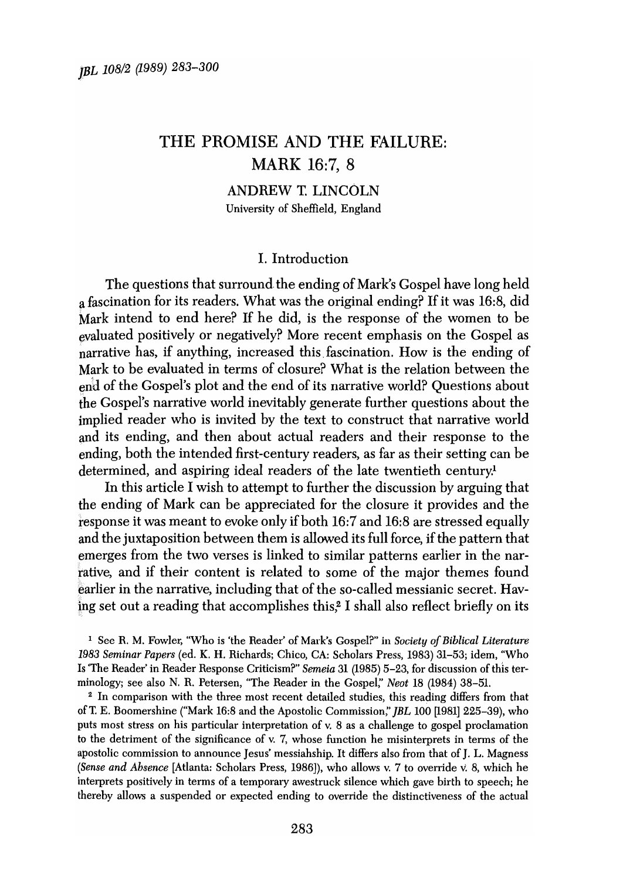# THE PROMISE AND THE FAILURE: MARK 16:7, 8

ANDREW T. LINCOLN
University of Sheffield, England

## I. Introduction

The questions that surround the ending of Mark's Gospel have long held a fascination for its readers. What was the original ending? If it was 16:8, did Mark intend to end here? If he did, is the response of the women to be evaluated positively or negatively? More recent emphasis on the Gospel as narrative has, if anything, increased this fascination. How is the ending of Mark to be evaluated in terms of closure? What is the relation between the end of the Gospel's plot and the end of its narrative world? Questions about the Gospel's narrative world inevitably generate further questions about the implied reader who is invited by the text to construct that narrative world and its ending, and then about actual readers and their response to the ending, both the intended first-century readers, as far as their setting can be determined, and aspiring ideal readers of the late twentieth century.[1]

In this article I wish to attempt to further the discussion by arguing that the ending of Mark can be appreciated for the closure it provides and the response it was meant to evoke only if both 16:7 and 16:8 are stressed equally and the juxtaposition between them is allowed its full force, if the pattern that emerges from the two verses is linked to similar patterns earlier in the narrative, and if their content is related to some of the major themes found earlier in the narrative, including that of the so-called messianic secret. Having set out a reading that accomplishes this,[2] I shall also reflect briefly on its

[1] See R. M. Fowler, "Who is 'the Reader' of Mark's Gospel?" in *Society of Biblical Literature 1983 Seminar Papers* (ed. K. H. Richards; Chico, CA: Scholars Press, 1983) 31–53; idem, "Who Is 'The Reader' in Reader Response Criticism?" *Semeia* 31 (1985) 5–23, for discussion of this terminology; see also N. R. Petersen, "The Reader in the Gospel," *Neot* 18 (1984) 38–51.

[2] In comparison with the three most recent detailed studies, this reading differs from that of T. E. Boomershine ("Mark 16:8 and the Apostolic Commission," *JBL* 100 [1981] 225–39), who puts most stress on his particular interpretation of v. 8 as a challenge to gospel proclamation to the detriment of the significance of v. 7, whose function he misinterprets in terms of the apostolic commission to announce Jesus' messiahship. It differs also from that of J. L. Magness (*Sense and Absence* [Atlanta: Scholars Press, 1986]), who allows v. 7 to override v. 8, which he interprets positively in terms of a temporary awestruck silence which gave birth to speech; he thereby allows a suspended or expected ending to override the distinctiveness of the actual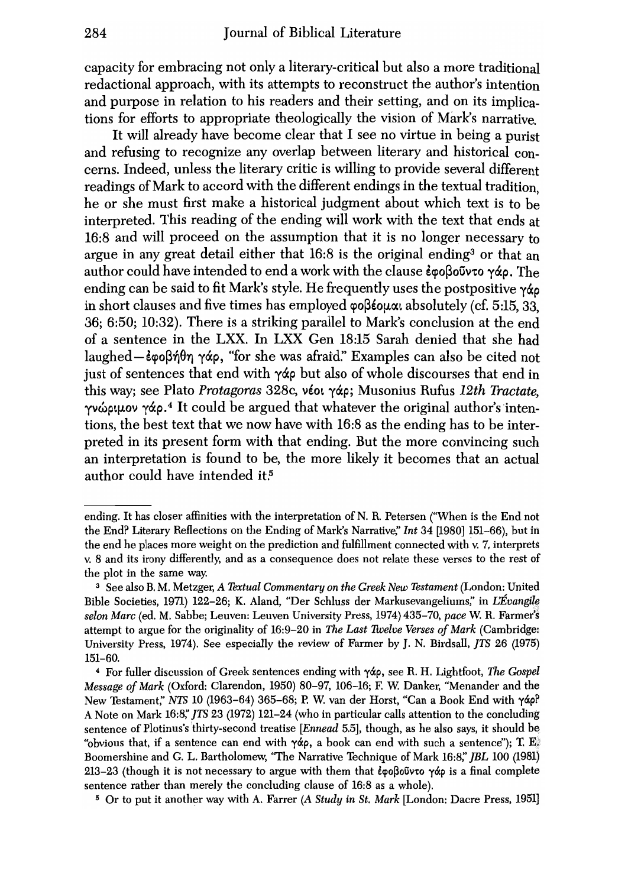capacity for embracing not only a literary-critical but also a more traditional redactional approach, with its attempts to reconstruct the author's intention and purpose in relation to his readers and their setting, and on its implications for efforts to appropriate theologically the vision of Mark's narrative.

It will already have become clear that I see no virtue in being a purist and refusing to recognize any overlap between literary and historical concerns. Indeed, unless the literary critic is willing to provide several different readings of Mark to accord with the different endings in the textual tradition, he or she must first make a historical judgment about which text is to be interpreted. This reading of the ending will work with the text that ends at 16:8 and will proceed on the assumption that it is no longer necessary to argue in any great detail either that 16:8 is the original ending[3] or that an author could have intended to end a work with the clause ἐφοβοῦντο γάρ. The ending can be said to fit Mark's style. He frequently uses the postpositive γάρ in short clauses and five times has employed φοβέομαι absolutely (cf. 5:15, 33, 36; 6:50; 10:32). There is a striking parallel to Mark's conclusion at the end of a sentence in the LXX. In LXX Gen 18:15 Sarah denied that she had laughed—ἐφοβήθη γάρ, "for she was afraid." Examples can also be cited not just of sentences that end with γάρ but also of whole discourses that end in this way; see Plato *Protagoras* 328c, νέοι γάρ; Musonius Rufus *12th Tractate*, γνώριμον γάρ.[4] It could be argued that whatever the original author's intentions, the best text that we now have with 16:8 as the ending has to be interpreted in its present form with that ending. But the more convincing such an interpretation is found to be, the more likely it becomes that an actual author could have intended it.[5]

---

ending. It has closer affinities with the interpretation of N. R. Petersen ("When is the End not the End? Literary Reflections on the Ending of Mark's Narrative," *Int* 34 [1980] 151–66), but in the end he places more weight on the prediction and fulfillment connected with v. 7, interprets v. 8 and its irony differently, and as a consequence does not relate these verses to the rest of the plot in the same way.

[3] See also B. M. Metzger, *A Textual Commentary on the Greek New Testament* (London: United Bible Societies, 1971) 122–26; K. Aland, "Der Schluss der Markusevangeliums," in *L'Évangile selon Marc* (ed. M. Sabbe; Leuven: Leuven University Press, 1974) 435–70, *pace* W. R. Farmer's attempt to argue for the originality of 16:9–20 in *The Last Twelve Verses of Mark* (Cambridge: University Press, 1974). See especially the review of Farmer by J. N. Birdsall, *JTS* 26 (1975) 151–60.

[4] For fuller discussion of Greek sentences ending with γάρ, see R. H. Lightfoot, *The Gospel Message of Mark* (Oxford: Clarendon, 1950) 80–97, 106–16; F. W. Danker, "Menander and the New Testament," *NTS* 10 (1963–64) 365–68; P. W. van der Horst, "Can a Book End with γάρ? A Note on Mark 16:8," *JTS* 23 (1972) 121–24 (who in particular calls attention to the concluding sentence of Plotinus's thirty-second treatise [*Ennead* 5.5], though, as he also says, it should be "obvious that, if a sentence can end with γάρ, a book can end with such a sentence"); T. E. Boomershine and G. L. Bartholomew, "The Narrative Technique of Mark 16:8," *JBL* 100 (1981) 213–23 (though it is not necessary to argue with them that ἐφοβοῦντο γάρ is a final complete sentence rather than merely the concluding clause of 16:8 as a whole).

[5] Or to put it another way with A. Farrer (*A Study in St. Mark* [London: Dacre Press, 1951]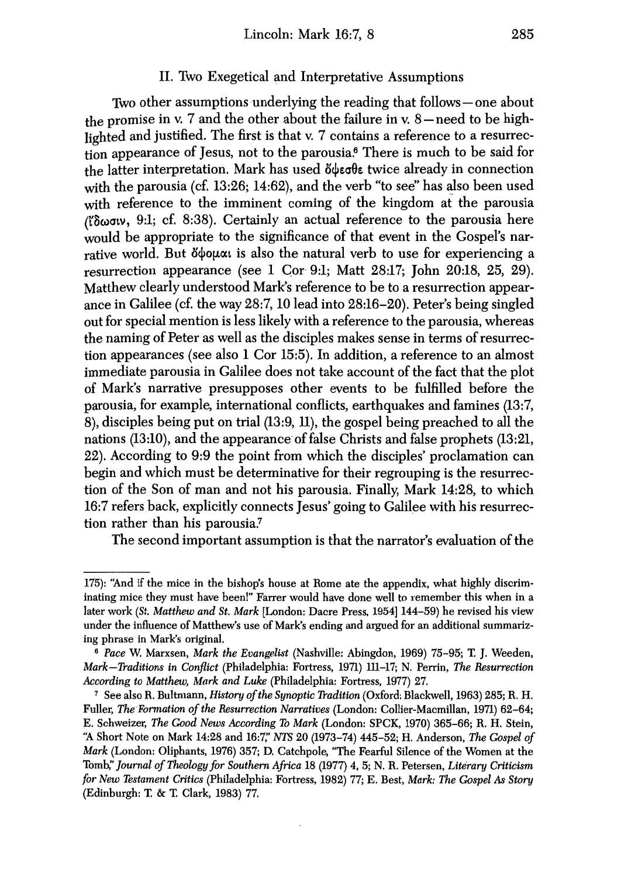## II. Two Exegetical and Interpretative Assumptions

Two other assumptions underlying the reading that follows—one about the promise in v. 7 and the other about the failure in v. 8—need to be highlighted and justified. The first is that v. 7 contains a reference to a resurrection appearance of Jesus, not to the parousia.[6] There is much to be said for the latter interpretation. Mark has used ὄψεσθε twice already in connection with the parousia (cf. 13:26; 14:62), and the verb "to see" has also been used with reference to the imminent coming of the kingdom at the parousia (ἴδωσιν, 9:1; cf. 8:38). Certainly an actual reference to the parousia here would be appropriate to the significance of that event in the Gospel's narrative world. But ὄψομαι is also the natural verb to use for experiencing a resurrection appearance (see 1 Cor 9:1; Matt 28:17; John 20:18, 25, 29). Matthew clearly understood Mark's reference to be to a resurrection appearance in Galilee (cf. the way 28:7, 10 lead into 28:16–20). Peter's being singled out for special mention is less likely with a reference to the parousia, whereas the naming of Peter as well as the disciples makes sense in terms of resurrection appearances (see also 1 Cor 15:5). In addition, a reference to an almost immediate parousia in Galilee does not take account of the fact that the plot of Mark's narrative presupposes other events to be fulfilled before the parousia, for example, international conflicts, earthquakes and famines (13:7, 8), disciples being put on trial (13:9, 11), the gospel being preached to all the nations (13:10), and the appearance of false Christs and false prophets (13:21, 22). According to 9:9 the point from which the disciples' proclamation can begin and which must be determinative for their regrouping is the resurrection of the Son of man and not his parousia. Finally, Mark 14:28, to which 16:7 refers back, explicitly connects Jesus' going to Galilee with his resurrection rather than his parousia.[7]

The second important assumption is that the narrator's evaluation of the

---

175): "And if the mice in the bishop's house at Rome ate the appendix, what highly discriminating mice they must have been!" Farrer would have done well to remember this when in a later work (*St. Matthew and St. Mark* [London: Dacre Press, 1954] 144–59) he revised his view under the influence of Matthew's use of Mark's ending and argued for an additional summarizing phrase in Mark's original.

[6] *Pace* W. Marxsen, *Mark the Evangelist* (Nashville: Abingdon, 1969) 75–95; T. J. Weeden, *Mark—Traditions in Conflict* (Philadelphia: Fortress, 1971) 111–17; N. Perrin, *The Resurrection According to Matthew, Mark and Luke* (Philadelphia: Fortress, 1977) 27.

[7] See also R. Bultmann, *History of the Synoptic Tradition* (Oxford: Blackwell, 1963) 285; R. H. Fuller, *The Formation of the Resurrection Narratives* (London: Collier-Macmillan, 1971) 62–64; E. Schweizer, *The Good News According To Mark* (London: SPCK, 1970) 365–66; R. H. Stein, "A Short Note on Mark 14:28 and 16:7," *NTS* 20 (1973–74) 445–52; H. Anderson, *The Gospel of Mark* (London: Oliphants, 1976) 357; D. Catchpole, "The Fearful Silence of the Women at the Tomb," *Journal of Theology for Southern Africa* 18 (1977) 4, 5; N. R. Petersen, *Literary Criticism for New Testament Critics* (Philadelphia: Fortress, 1982) 77; E. Best, *Mark: The Gospel As Story* (Edinburgh: T. & T. Clark, 1983) 77.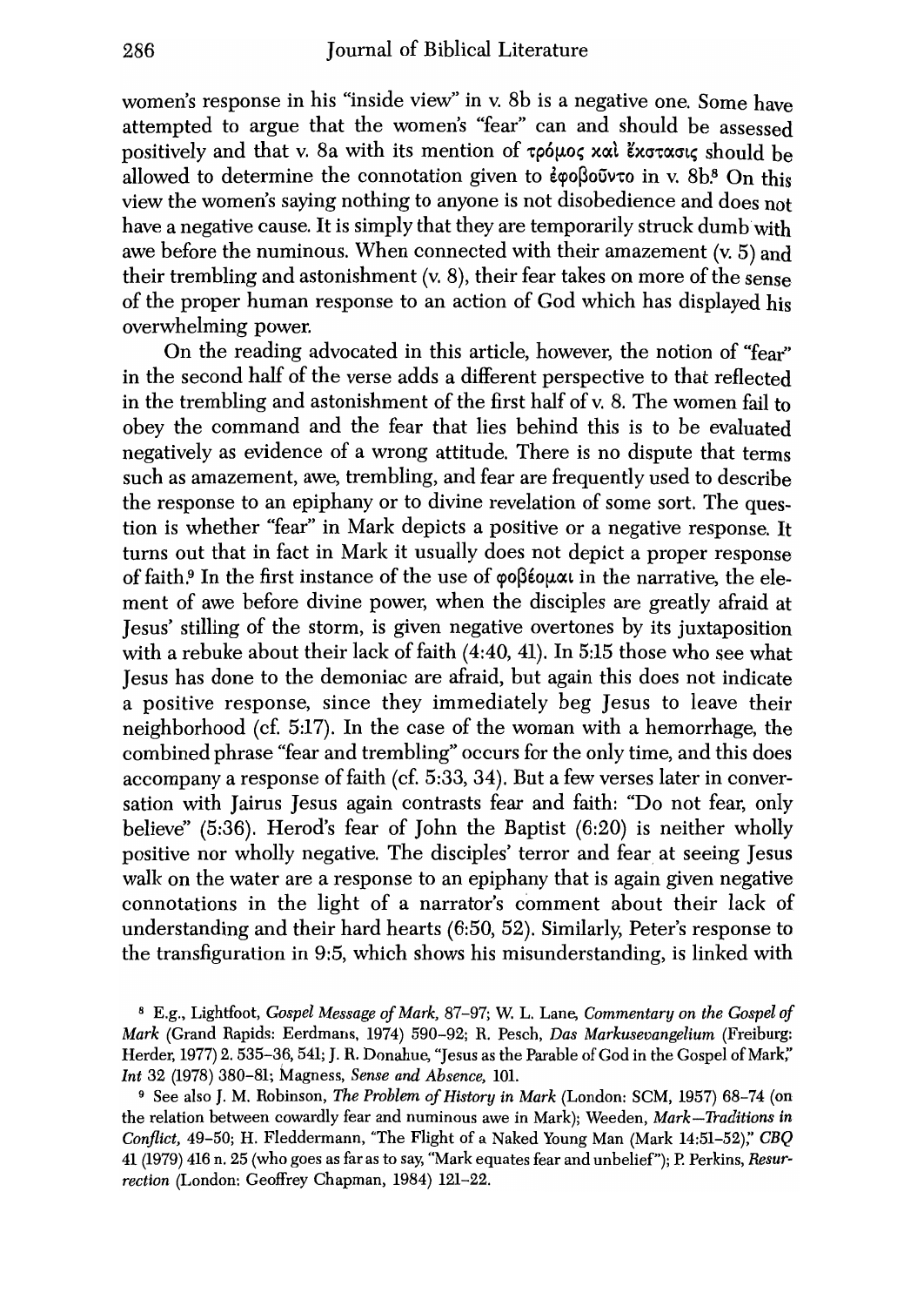women's response in his "inside view" in v. 8b is a negative one. Some have attempted to argue that the women's "fear" can and should be assessed positively and that v. 8a with its mention of τρόμος καὶ ἔκστασις should be allowed to determine the connotation given to ἐφοβοῦντο in v. 8b.[8] On this view the women's saying nothing to anyone is not disobedience and does not have a negative cause. It is simply that they are temporarily struck dumb with awe before the numinous. When connected with their amazement (v. 5) and their trembling and astonishment (v. 8), their fear takes on more of the sense of the proper human response to an action of God which has displayed his overwhelming power.

On the reading advocated in this article, however, the notion of "fear" in the second half of the verse adds a different perspective to that reflected in the trembling and astonishment of the first half of v. 8. The women fail to obey the command and the fear that lies behind this is to be evaluated negatively as evidence of a wrong attitude. There is no dispute that terms such as amazement, awe, trembling, and fear are frequently used to describe the response to an epiphany or to divine revelation of some sort. The question is whether "fear" in Mark depicts a positive or a negative response. It turns out that in fact in Mark it usually does not depict a proper response of faith.[9] In the first instance of the use of φοβέομαι in the narrative, the element of awe before divine power, when the disciples are greatly afraid at Jesus' stilling of the storm, is given negative overtones by its juxtaposition with a rebuke about their lack of faith (4:40, 41). In 5:15 those who see what Jesus has done to the demoniac are afraid, but again this does not indicate a positive response, since they immediately beg Jesus to leave their neighborhood (cf. 5:17). In the case of the woman with a hemorrhage, the combined phrase "fear and trembling" occurs for the only time, and this does accompany a response of faith (cf. 5:33, 34). But a few verses later in conversation with Jairus Jesus again contrasts fear and faith: "Do not fear, only believe" (5:36). Herod's fear of John the Baptist (6:20) is neither wholly positive nor wholly negative. The disciples' terror and fear at seeing Jesus walk on the water are a response to an epiphany that is again given negative connotations in the light of a narrator's comment about their lack of understanding and their hard hearts (6:50, 52). Similarly, Peter's response to the transfiguration in 9:5, which shows his misunderstanding, is linked with

[8] E.g., Lightfoot, *Gospel Message of Mark,* 87–97; W. L. Lane, *Commentary on the Gospel of Mark* (Grand Rapids: Eerdmans, 1974) 590–92; R. Pesch, *Das Markusevangelium* (Freiburg: Herder, 1977) 2. 535–36, 541; J. R. Donahue, "Jesus as the Parable of God in the Gospel of Mark," *Int* 32 (1978) 380–81; Magness, *Sense and Absence,* 101.

[9] See also J. M. Robinson, *The Problem of History in Mark* (London: SCM, 1957) 68–74 (on the relation between cowardly fear and numinous awe in Mark); Weeden, *Mark—Traditions in Conflict,* 49–50; H. Fleddermann, "The Flight of a Naked Young Man (Mark 14:51–52)," *CBQ* 41 (1979) 416 n. 25 (who goes as far as to say, "Mark equates fear and unbelief"); P. Perkins, *Resurrection* (London: Geoffrey Chapman, 1984) 121–22.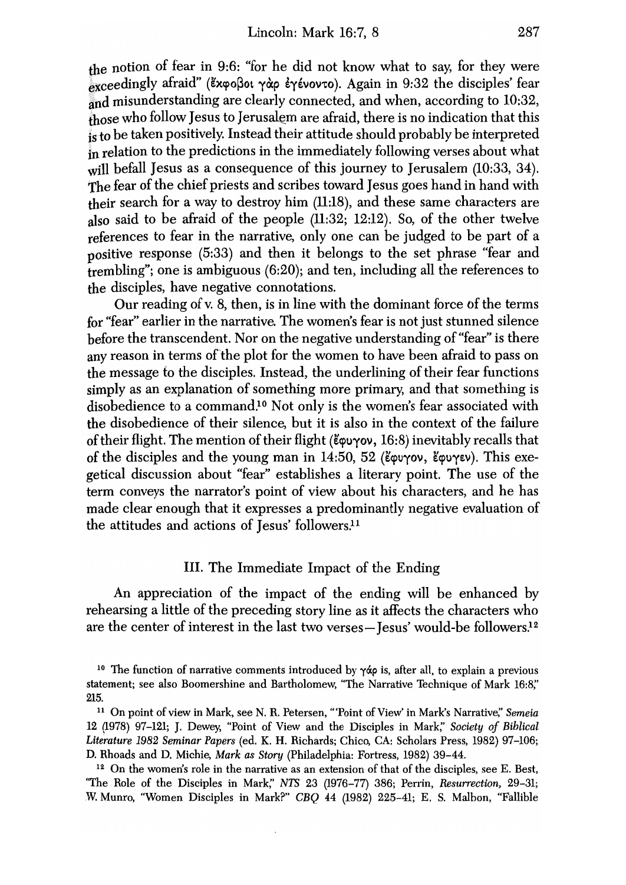the notion of fear in 9:6: "for he did not know what to say, for they were exceedingly afraid" (ἔκφοβοι γὰρ ἐγένοντο). Again in 9:32 the disciples' fear and misunderstanding are clearly connected, and when, according to 10:32, those who follow Jesus to Jerusalem are afraid, there is no indication that this is to be taken positively. Instead their attitude should probably be interpreted in relation to the predictions in the immediately following verses about what will befall Jesus as a consequence of this journey to Jerusalem (10:33, 34). The fear of the chief priests and scribes toward Jesus goes hand in hand with their search for a way to destroy him (11:18), and these same characters are also said to be afraid of the people (11:32; 12:12). So, of the other twelve references to fear in the narrative, only one can be judged to be part of a positive response (5:33) and then it belongs to the set phrase "fear and trembling"; one is ambiguous (6:20); and ten, including all the references to the disciples, have negative connotations.

Our reading of v. 8, then, is in line with the dominant force of the terms for "fear" earlier in the narrative. The women's fear is not just stunned silence before the transcendent. Nor on the negative understanding of "fear" is there any reason in terms of the plot for the women to have been afraid to pass on the message to the disciples. Instead, the underlining of their fear functions simply as an explanation of something more primary, and that something is disobedience to a command.[10] Not only is the women's fear associated with the disobedience of their silence, but it is also in the context of the failure of their flight. The mention of their flight (ἔφυγον, 16:8) inevitably recalls that of the disciples and the young man in 14:50, 52 (ἔφυγον, ἔφυγεν). This exegetical discussion about "fear" establishes a literary point. The use of the term conveys the narrator's point of view about his characters, and he has made clear enough that it expresses a predominantly negative evaluation of the attitudes and actions of Jesus' followers.[11]

## III. The Immediate Impact of the Ending

An appreciation of the impact of the ending will be enhanced by rehearsing a little of the preceding story line as it affects the characters who are the center of interest in the last two verses—Jesus' would-be followers.[12]

---

[10] The function of narrative comments introduced by γάρ is, after all, to explain a previous statement; see also Boomershine and Bartholomew, "The Narrative Technique of Mark 16:8," 215.

[11] On point of view in Mark, see N. R. Petersen, "'Point of View' in Mark's Narrative," *Semeia* 12 (1978) 97–121; J. Dewey, "Point of View and the Disciples in Mark," *Society of Biblical Literature 1982 Seminar Papers* (ed. K. H. Richards; Chico, CA: Scholars Press, 1982) 97–106; D. Rhoads and D. Michie, *Mark as Story* (Philadelphia: Fortress, 1982) 39–44.

[12] On the women's role in the narrative as an extension of that of the disciples, see E. Best, "The Role of the Disciples in Mark," *NTS* 23 (1976–77) 386; Perrin, *Resurrection*, 29–31; W. Munro, "Women Disciples in Mark?" *CBQ* 44 (1982) 225–41; E. S. Malbon, "Fallible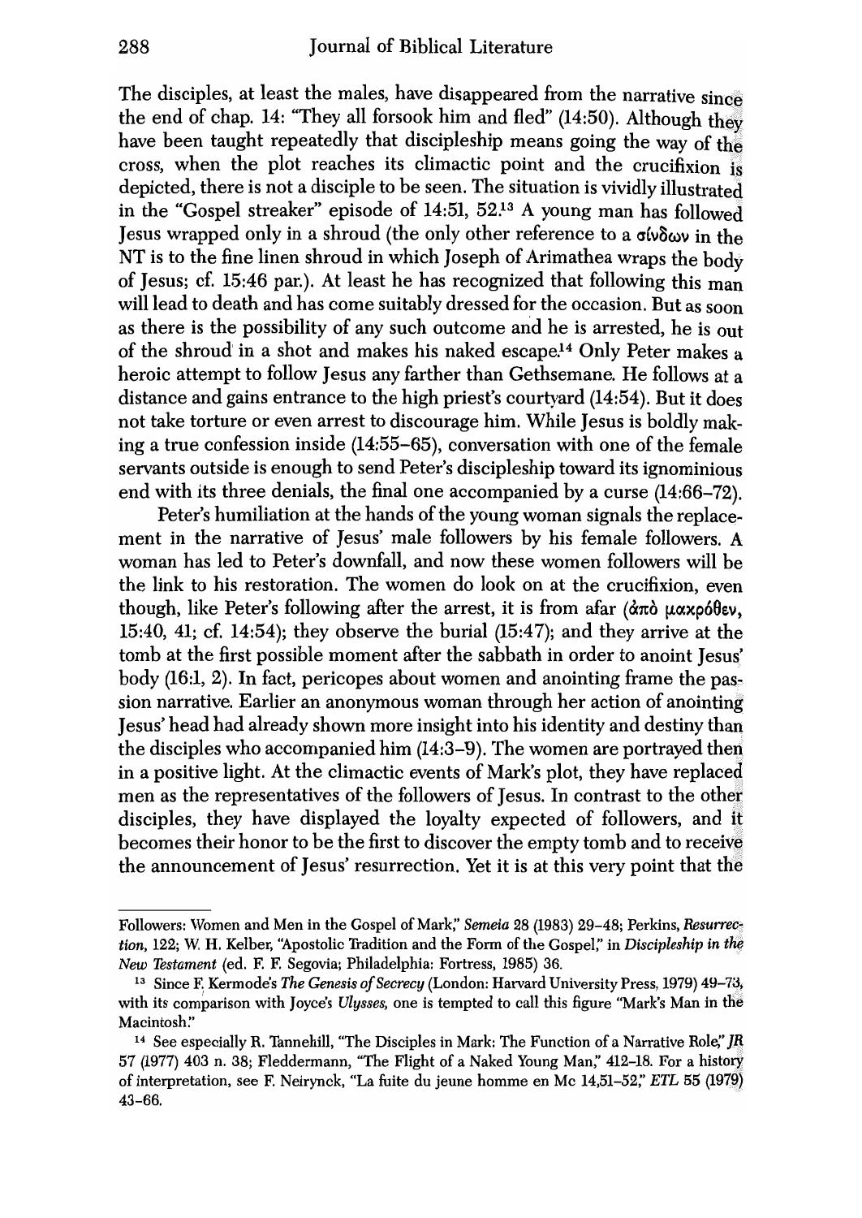The disciples, at least the males, have disappeared from the narrative since the end of chap. 14: "They all forsook him and fled" (14:50). Although they have been taught repeatedly that discipleship means going the way of the cross, when the plot reaches its climactic point and the crucifixion is depicted, there is not a disciple to be seen. The situation is vividly illustrated in the "Gospel streaker" episode of 14:51, 52.[13] A young man has followed Jesus wrapped only in a shroud (the only other reference to a σίνδων in the NT is to the fine linen shroud in which Joseph of Arimathea wraps the body of Jesus; cf. 15:46 par.). At least he has recognized that following this man will lead to death and has come suitably dressed for the occasion. But as soon as there is the possibility of any such outcome and he is arrested, he is out of the shroud in a shot and makes his naked escape.[14] Only Peter makes a heroic attempt to follow Jesus any farther than Gethsemane. He follows at a distance and gains entrance to the high priest's courtyard (14:54). But it does not take torture or even arrest to discourage him. While Jesus is boldly making a true confession inside (14:55–65), conversation with one of the female servants outside is enough to send Peter's discipleship toward its ignominious end with its three denials, the final one accompanied by a curse (14:66–72).

Peter's humiliation at the hands of the young woman signals the replacement in the narrative of Jesus' male followers by his female followers. A woman has led to Peter's downfall, and now these women followers will be the link to his restoration. The women do look on at the crucifixion, even though, like Peter's following after the arrest, it is from afar (ἀπὸ μακρόθεν, 15:40, 41; cf. 14:54); they observe the burial (15:47); and they arrive at the tomb at the first possible moment after the sabbath in order to anoint Jesus' body (16:1, 2). In fact, pericopes about women and anointing frame the passion narrative. Earlier an anonymous woman through her action of anointing Jesus' head had already shown more insight into his identity and destiny than the disciples who accompanied him (14:3–9). The women are portrayed then in a positive light. At the climactic events of Mark's plot, they have replaced men as the representatives of the followers of Jesus. In contrast to the other disciples, they have displayed the loyalty expected of followers, and it becomes their honor to be the first to discover the empty tomb and to receive the announcement of Jesus' resurrection. Yet it is at this very point that the

---

Followers: Women and Men in the Gospel of Mark," *Semeia* 28 (1983) 29–48; Perkins, *Resurrection*, 122; W. H. Kelber, "Apostolic Tradition and the Form of the Gospel," in *Discipleship in the New Testament* (ed. F. F. Segovia; Philadelphia: Fortress, 1985) 36.

[13] Since F. Kermode's *The Genesis of Secrecy* (London: Harvard University Press, 1979) 49–73, with its comparison with Joyce's *Ulysses*, one is tempted to call this figure "Mark's Man in the Macintosh."

[14] See especially R. Tannehill, "The Disciples in Mark: The Function of a Narrative Role," *JR* 57 (1977) 403 n. 38; Fleddermann, "The Flight of a Naked Young Man," 412–18. For a history of interpretation, see F. Neirynck, "La fuite du jeune homme en Mc 14,51–52," *ETL* 55 (1979) 43–66.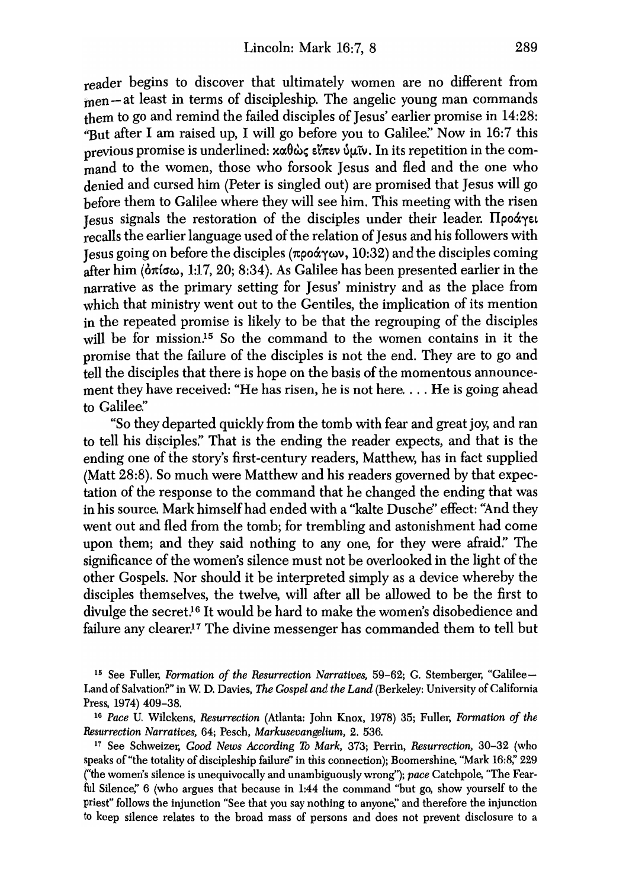reader begins to discover that ultimately women are no different from men—at least in terms of discipleship. The angelic young man commands them to go and remind the failed disciples of Jesus' earlier promise in 14:28: "But after I am raised up, I will go before you to Galilee." Now in 16:7 this previous promise is underlined: καθὼς εἶπεν ὑμῖν. In its repetition in the command to the women, those who forsook Jesus and fled and the one who denied and cursed him (Peter is singled out) are promised that Jesus will go before them to Galilee where they will see him. This meeting with the risen Jesus signals the restoration of the disciples under their leader. Προάγει recalls the earlier language used of the relation of Jesus and his followers with Jesus going on before the disciples (προάγων, 10:32) and the disciples coming after him (ὀπίσω, 1:17, 20; 8:34). As Galilee has been presented earlier in the narrative as the primary setting for Jesus' ministry and as the place from which that ministry went out to the Gentiles, the implication of its mention in the repeated promise is likely to be that the regrouping of the disciples will be for mission.[15] So the command to the women contains in it the promise that the failure of the disciples is not the end. They are to go and tell the disciples that there is hope on the basis of the momentous announcement they have received: "He has risen, he is not here. . . . He is going ahead to Galilee."

"So they departed quickly from the tomb with fear and great joy, and ran to tell his disciples." That is the ending the reader expects, and that is the ending one of the story's first-century readers, Matthew, has in fact supplied (Matt 28:8). So much were Matthew and his readers governed by that expectation of the response to the command that he changed the ending that was in his source. Mark himself had ended with a "kalte Dusche" effect: "And they went out and fled from the tomb; for trembling and astonishment had come upon them; and they said nothing to any one, for they were afraid." The significance of the women's silence must not be overlooked in the light of the other Gospels. Nor should it be interpreted simply as a device whereby the disciples themselves, the twelve, will after all be allowed to be the first to divulge the secret.[16] It would be hard to make the women's disobedience and failure any clearer.[17] The divine messenger has commanded them to tell but

[15] See Fuller, *Formation of the Resurrection Narratives,* 59–62; G. Stemberger, "Galilee—Land of Salvation?" in W. D. Davies, *The Gospel and the Land* (Berkeley: University of California Press, 1974) 409–38.

[16] *Pace* U. Wilckens, *Resurrection* (Atlanta: John Knox, 1978) 35; Fuller, *Formation of the Resurrection Narratives,* 64; Pesch, *Markusevangelium,* 2. 536.

[17] See Schweizer, *Good News According To Mark,* 373; Perrin, *Resurrection,* 30–32 (who speaks of "the totality of discipleship failure" in this connection); Boomershine, "Mark 16:8," 229 ("the women's silence is unequivocally and unambiguously wrong"); *pace* Catchpole, "The Fearful Silence," 6 (who argues that because in 1:44 the command "but go, show yourself to the priest" follows the injunction "See that you say nothing to anyone," and therefore the injunction to keep silence relates to the broad mass of persons and does not prevent disclosure to a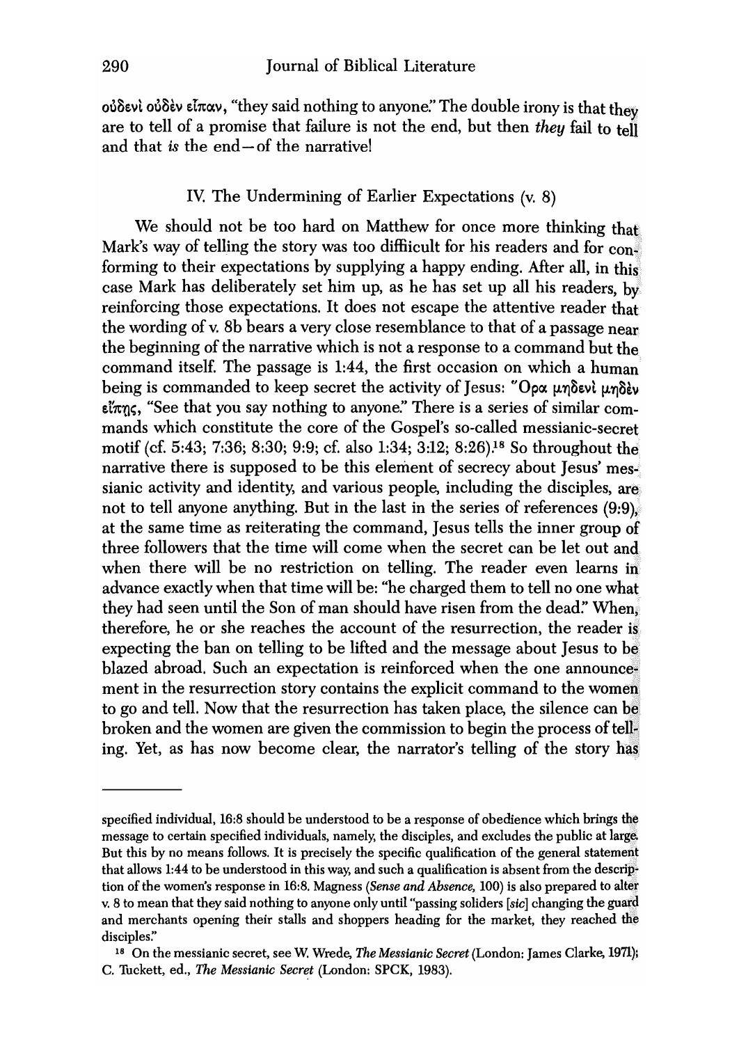οὐδενὶ οὐδὲν εἶπαν, "they said nothing to anyone." The double irony is that they are to tell of a promise that failure is not the end, but then *they* fail to tell and that *is* the end—of the narrative!

## IV. The Undermining of Earlier Expectations (v. 8)

We should not be too hard on Matthew for once more thinking that Mark's way of telling the story was too diffiicult for his readers and for conforming to their expectations by supplying a happy ending. After all, in this case Mark has deliberately set him up, as he has set up all his readers, by reinforcing those expectations. It does not escape the attentive reader that the wording of v. 8b bears a very close resemblance to that of a passage near the beginning of the narrative which is not a response to a command but the command itself. The passage is 1:44, the first occasion on which a human being is commanded to keep secret the activity of Jesus: Ὅρα μηδενὶ μηδὲν εἴπῃς, "See that you say nothing to anyone." There is a series of similar commands which constitute the core of the Gospel's so-called messianic-secret motif (cf. 5:43; 7:36; 8:30; 9:9; cf. also 1:34; 3:12; 8:26).[18] So throughout the narrative there is supposed to be this element of secrecy about Jesus' messianic activity and identity, and various people, including the disciples, are not to tell anyone anything. But in the last in the series of references (9:9), at the same time as reiterating the command, Jesus tells the inner group of three followers that the time will come when the secret can be let out and when there will be no restriction on telling. The reader even learns in advance exactly when that time will be: "he charged them to tell no one what they had seen until the Son of man should have risen from the dead." When, therefore, he or she reaches the account of the resurrection, the reader is expecting the ban on telling to be lifted and the message about Jesus to be blazed abroad. Such an expectation is reinforced when the one announcement in the resurrection story contains the explicit command to the women to go and tell. Now that the resurrection has taken place, the silence can be broken and the women are given the commission to begin the process of telling. Yet, as has now become clear, the narrator's telling of the story has

---

specified individual, 16:8 should be understood to be a response of obedience which brings the message to certain specified individuals, namely, the disciples, and excludes the public at large. But this by no means follows. It is precisely the specific qualification of the general statement that allows 1:44 to be understood in this way, and such a qualification is absent from the description of the women's response in 16:8. Magness (*Sense and Absence*, 100) is also prepared to alter v. 8 to mean that they said nothing to anyone only until "passing soliders [*sic*] changing the guard and merchants opening their stalls and shoppers heading for the market, they reached the disciples."

[18] On the messianic secret, see W. Wrede, *The Messianic Secret* (London: James Clarke, 1971); C. Tuckett, ed., *The Messianic Secret* (London: SPCK, 1983).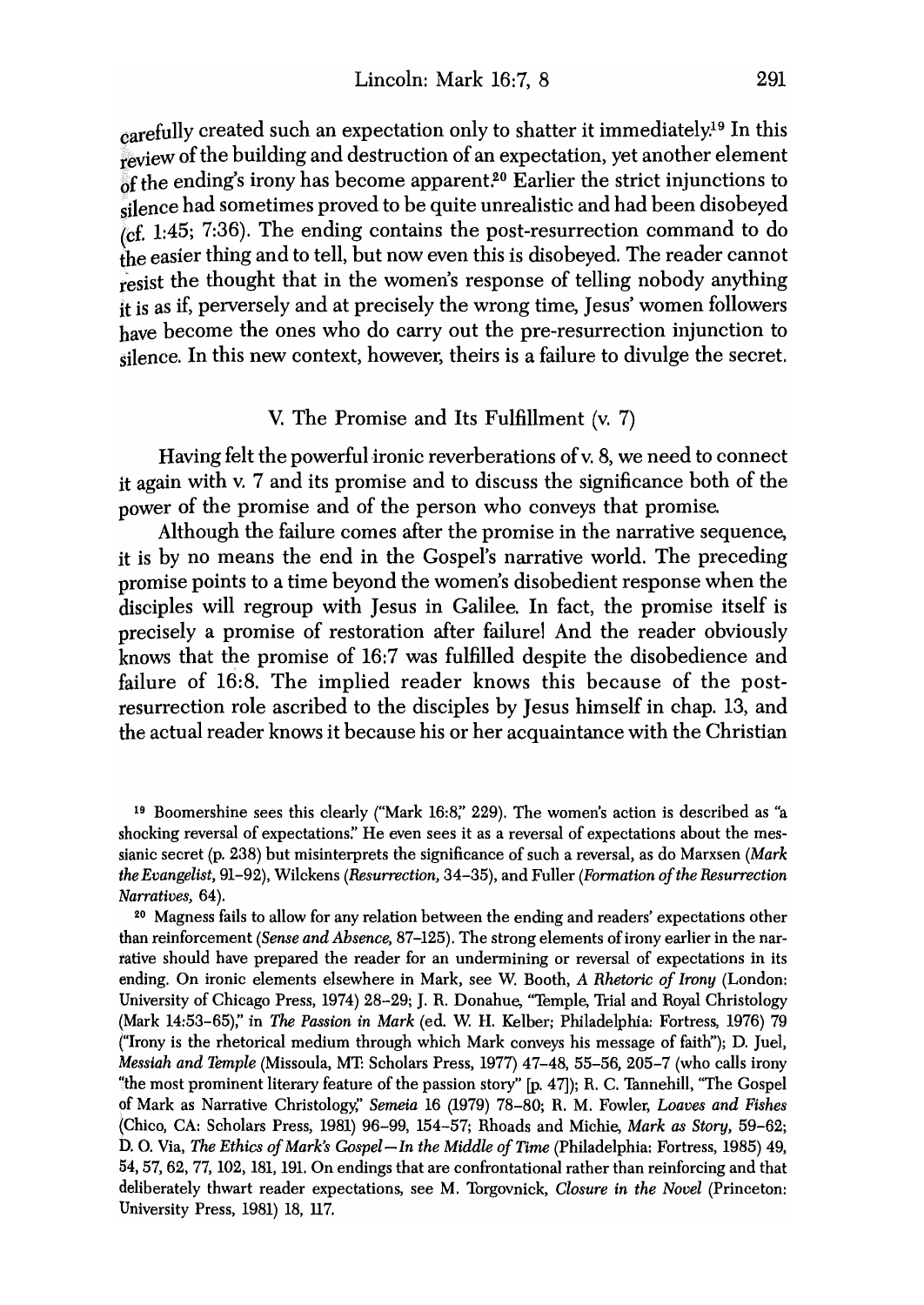carefully created such an expectation only to shatter it immediately.[19] In this review of the building and destruction of an expectation, yet another element of the ending's irony has become apparent.[20] Earlier the strict injunctions to silence had sometimes proved to be quite unrealistic and had been disobeyed (cf. 1:45; 7:36). The ending contains the post-resurrection command to do the easier thing and to tell, but now even this is disobeyed. The reader cannot resist the thought that in the women's response of telling nobody anything it is as if, perversely and at precisely the wrong time, Jesus' women followers have become the ones who do carry out the pre-resurrection injunction to silence. In this new context, however, theirs is a failure to divulge the secret.

## V. The Promise and Its Fulfillment (v. 7)

Having felt the powerful ironic reverberations of v. 8, we need to connect it again with v. 7 and its promise and to discuss the significance both of the power of the promise and of the person who conveys that promise.

Although the failure comes after the promise in the narrative sequence, it is by no means the end in the Gospel's narrative world. The preceding promise points to a time beyond the women's disobedient response when the disciples will regroup with Jesus in Galilee. In fact, the promise itself is precisely a promise of restoration after failure! And the reader obviously knows that the promise of 16:7 was fulfilled despite the disobedience and failure of 16:8. The implied reader knows this because of the post-resurrection role ascribed to the disciples by Jesus himself in chap. 13, and the actual reader knows it because his or her acquaintance with the Christian

[19] Boomershine sees this clearly ("Mark 16:8," 229). The women's action is described as "a shocking reversal of expectations." He even sees it as a reversal of expectations about the messianic secret (p. 238) but misinterprets the significance of such a reversal, as do Marxsen (*Mark the Evangelist*, 91–92), Wilckens (*Resurrection*, 34–35), and Fuller (*Formation of the Resurrection Narratives*, 64).

[20] Magness fails to allow for any relation between the ending and readers' expectations other than reinforcement (*Sense and Absence*, 87–125). The strong elements of irony earlier in the narrative should have prepared the reader for an undermining or reversal of expectations in its ending. On ironic elements elsewhere in Mark, see W. Booth, *A Rhetoric of Irony* (London: University of Chicago Press, 1974) 28–29; J. R. Donahue, "Temple, Trial and Royal Christology (Mark 14:53–65)," in *The Passion in Mark* (ed. W. H. Kelber; Philadelphia: Fortress, 1976) 79 ("Irony is the rhetorical medium through which Mark conveys his message of faith"); D. Juel, *Messiah and Temple* (Missoula, MT: Scholars Press, 1977) 47–48, 55–56, 205–7 (who calls irony "the most prominent literary feature of the passion story" [p. 47]); R. C. Tannehill, "The Gospel of Mark as Narrative Christology," *Semeia* 16 (1979) 78–80; R. M. Fowler, *Loaves and Fishes* (Chico, CA: Scholars Press, 1981) 96–99, 154–57; Rhoads and Michie, *Mark as Story*, 59–62; D. O. Via, *The Ethics of Mark's Gospel—In the Middle of Time* (Philadelphia: Fortress, 1985) 49, 54, 57, 62, 77, 102, 181, 191. On endings that are confrontational rather than reinforcing and that deliberately thwart reader expectations, see M. Torgovnick, *Closure in the Novel* (Princeton: University Press, 1981) 18, 117.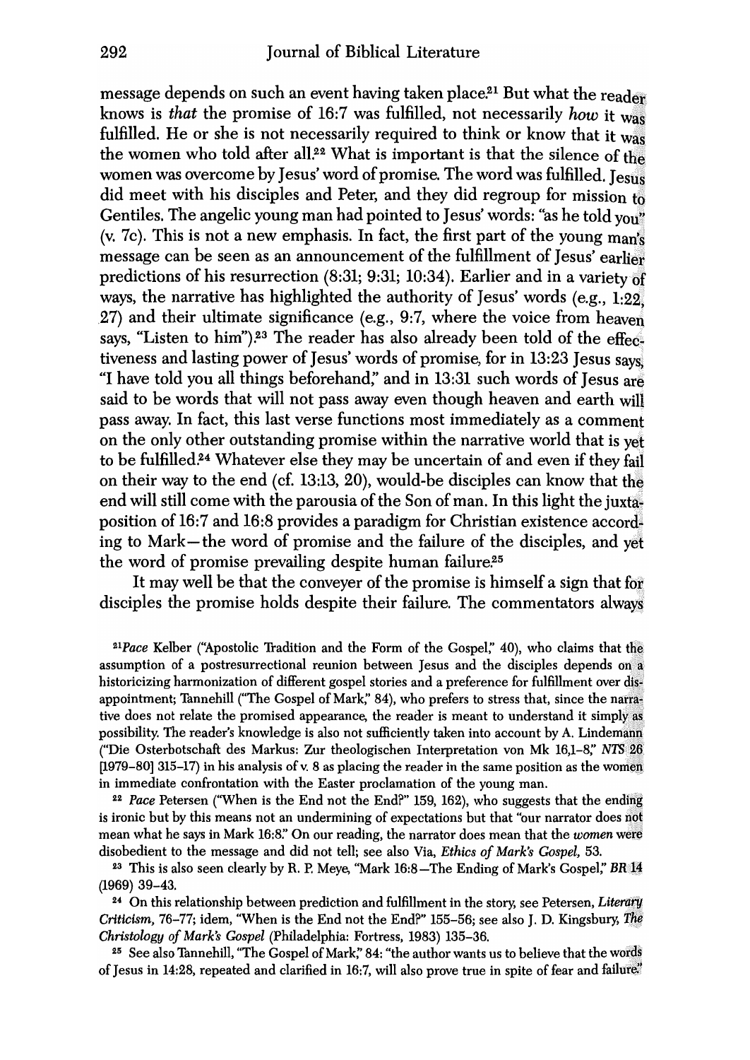message depends on such an event having taken place.[21] But what the reader knows is *that* the promise of 16:7 was fulfilled, not necessarily *how* it was fulfilled. He or she is not necessarily required to think or know that it was the women who told after all.[22] What is important is that the silence of the women was overcome by Jesus' word of promise. The word was fulfilled. Jesus did meet with his disciples and Peter, and they did regroup for mission to Gentiles. The angelic young man had pointed to Jesus' words: "as he told you" (v. 7c). This is not a new emphasis. In fact, the first part of the young man's message can be seen as an announcement of the fulfillment of Jesus' earlier predictions of his resurrection (8:31; 9:31; 10:34). Earlier and in a variety of ways, the narrative has highlighted the authority of Jesus' words (e.g., 1:22, 27) and their ultimate significance (e.g., 9:7, where the voice from heaven says, "Listen to him").[23] The reader has also already been told of the effectiveness and lasting power of Jesus' words of promise, for in 13:23 Jesus says, "I have told you all things beforehand," and in 13:31 such words of Jesus are said to be words that will not pass away even though heaven and earth will pass away. In fact, this last verse functions most immediately as a comment on the only other outstanding promise within the narrative world that is yet to be fulfilled.[24] Whatever else they may be uncertain of and even if they fail on their way to the end (cf. 13:13, 20), would-be disciples can know that the end will still come with the parousia of the Son of man. In this light the juxtaposition of 16:7 and 16:8 provides a paradigm for Christian existence according to Mark—the word of promise and the failure of the disciples, and yet the word of promise prevailing despite human failure.[25]

It may well be that the conveyer of the promise is himself a sign that for disciples the promise holds despite their failure. The commentators always

[21] *Pace* Kelber ("Apostolic Tradition and the Form of the Gospel," 40), who claims that the assumption of a postresurrectional reunion between Jesus and the disciples depends on a historicizing harmonization of different gospel stories and a preference for fulfillment over disappointment; Tannehill ("The Gospel of Mark," 84), who prefers to stress that, since the narrative does not relate the promised appearance, the reader is meant to understand it simply as possibility. The reader's knowledge is also not sufficiently taken into account by A. Lindemann ("Die Osterbotschaft des Markus: Zur theologischen Interpretation von Mk 16,1–8," *NTS* 26 [1979–80] 315–17) in his analysis of v. 8 as placing the reader in the same position as the women in immediate confrontation with the Easter proclamation of the young man.

[22] *Pace* Petersen ("When is the End not the End?" 159, 162), who suggests that the ending is ironic but by this means not an undermining of expectations but that "our narrator does not mean what he says in Mark 16:8." On our reading, the narrator does mean that the *women* were disobedient to the message and did not tell; see also Via, *Ethics of Mark's Gospel,* 53.

[23] This is also seen clearly by R. P. Meye, "Mark 16:8—The Ending of Mark's Gospel," *BR* 14 (1969) 39–43.

[24] On this relationship between prediction and fulfillment in the story, see Petersen, *Literary Criticism,* 76–77; idem, "When is the End not the End?" 155–56; see also J. D. Kingsbury, *The Christology of Mark's Gospel* (Philadelphia: Fortress, 1983) 135–36.

[25] See also Tannehill, "The Gospel of Mark," 84: "the author wants us to believe that the words of Jesus in 14:28, repeated and clarified in 16:7, will also prove true in spite of fear and failure."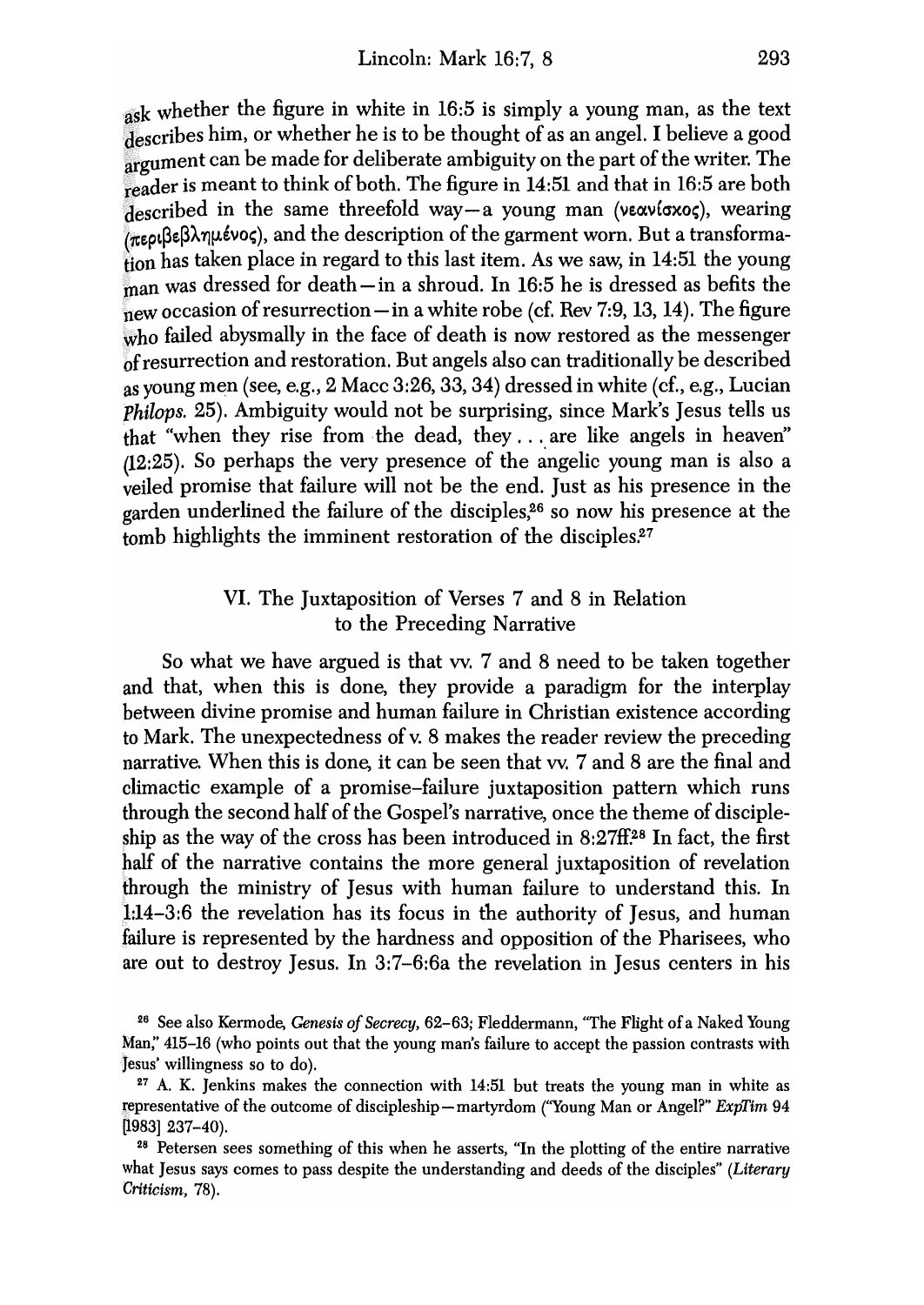ask whether the figure in white in 16:5 is simply a young man, as the text describes him, or whether he is to be thought of as an angel. I believe a good argument can be made for deliberate ambiguity on the part of the writer. The reader is meant to think of both. The figure in 14:51 and that in 16:5 are both described in the same threefold way—a young man (νεανίσκος), wearing (περιβεβλημένος), and the description of the garment worn. But a transformation has taken place in regard to this last item. As we saw, in 14:51 the young man was dressed for death—in a shroud. In 16:5 he is dressed as befits the new occasion of resurrection—in a white robe (cf. Rev 7:9, 13, 14). The figure who failed abysmally in the face of death is now restored as the messenger of resurrection and restoration. But angels also can traditionally be described as young men (see, e.g., 2 Macc 3:26, 33, 34) dressed in white (cf., e.g., Lucian *Philops.* 25). Ambiguity would not be surprising, since Mark's Jesus tells us that "when they rise from the dead, they . . . are like angels in heaven" (12:25). So perhaps the very presence of the angelic young man is also a veiled promise that failure will not be the end. Just as his presence in the garden underlined the failure of the disciples,[26] so now his presence at the tomb highlights the imminent restoration of the disciples.[27]

## VI. The Juxtaposition of Verses 7 and 8 in Relation to the Preceding Narrative

So what we have argued is that vv. 7 and 8 need to be taken together and that, when this is done, they provide a paradigm for the interplay between divine promise and human failure in Christian existence according to Mark. The unexpectedness of v. 8 makes the reader review the preceding narrative. When this is done, it can be seen that vv. 7 and 8 are the final and climactic example of a promise–failure juxtaposition pattern which runs through the second half of the Gospel's narrative, once the theme of discipleship as the way of the cross has been introduced in 8:27ff.[28] In fact, the first half of the narrative contains the more general juxtaposition of revelation through the ministry of Jesus with human failure to understand this. In 1:14–3:6 the revelation has its focus in the authority of Jesus, and human failure is represented by the hardness and opposition of the Pharisees, who are out to destroy Jesus. In 3:7–6:6a the revelation in Jesus centers in his

---

[26] See also Kermode, *Genesis of Secrecy*, 62–63; Fleddermann, "The Flight of a Naked Young Man," 415–16 (who points out that the young man's failure to accept the passion contrasts with Jesus' willingness so to do).

[27] A. K. Jenkins makes the connection with 14:51 but treats the young man in white as representative of the outcome of discipleship—martyrdom ("Young Man or Angel?" *ExpTim* 94 [1983] 237–40).

[28] Petersen sees something of this when he asserts, "In the plotting of the entire narrative what Jesus says comes to pass despite the understanding and deeds of the disciples" (*Literary Criticism*, 78).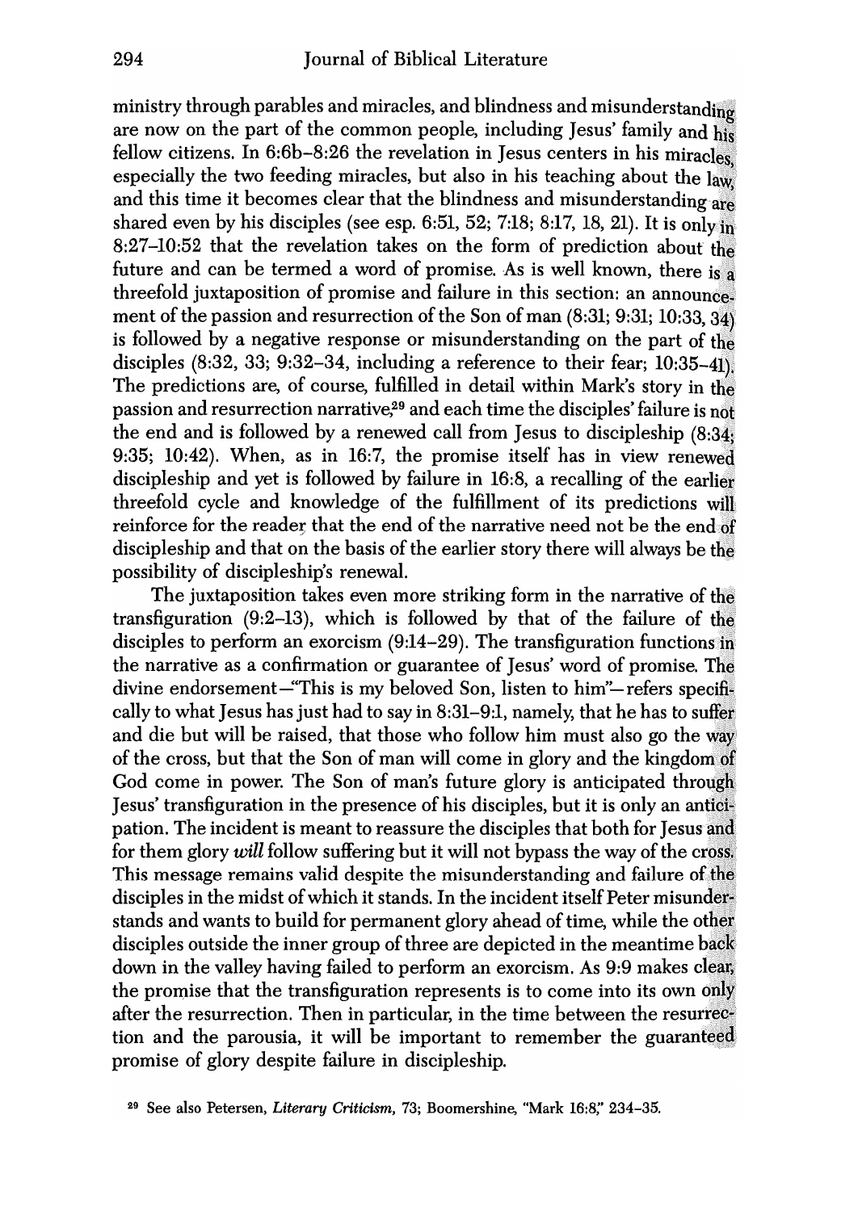ministry through parables and miracles, and blindness and misunderstanding are now on the part of the common people, including Jesus' family and his fellow citizens. In 6:6b–8:26 the revelation in Jesus centers in his miracles, especially the two feeding miracles, but also in his teaching about the law, and this time it becomes clear that the blindness and misunderstanding are shared even by his disciples (see esp. 6:51, 52; 7:18; 8:17, 18, 21). It is only in 8:27–10:52 that the revelation takes on the form of prediction about the future and can be termed a word of promise. As is well known, there is a threefold juxtaposition of promise and failure in this section: an announcement of the passion and resurrection of the Son of man (8:31; 9:31; 10:33, 34) is followed by a negative response or misunderstanding on the part of the disciples (8:32, 33; 9:32–34, including a reference to their fear; 10:35–41). The predictions are, of course, fulfilled in detail within Mark's story in the passion and resurrection narrative,[29] and each time the disciples' failure is not the end and is followed by a renewed call from Jesus to discipleship (8:34; 9:35; 10:42). When, as in 16:7, the promise itself has in view renewed discipleship and yet is followed by failure in 16:8, a recalling of the earlier threefold cycle and knowledge of the fulfillment of its predictions will reinforce for the reader that the end of the narrative need not be the end of discipleship and that on the basis of the earlier story there will always be the possibility of discipleship's renewal.

The juxtaposition takes even more striking form in the narrative of the transfiguration (9:2–13), which is followed by that of the failure of the disciples to perform an exorcism (9:14–29). The transfiguration functions in the narrative as a confirmation or guarantee of Jesus' word of promise. The divine endorsement—"This is my beloved Son, listen to him"—refers specifically to what Jesus has just had to say in 8:31–9:1, namely, that he has to suffer and die but will be raised, that those who follow him must also go the way of the cross, but that the Son of man will come in glory and the kingdom of God come in power. The Son of man's future glory is anticipated through Jesus' transfiguration in the presence of his disciples, but it is only an anticipation. The incident is meant to reassure the disciples that both for Jesus and for them glory *will* follow suffering but it will not bypass the way of the cross. This message remains valid despite the misunderstanding and failure of the disciples in the midst of which it stands. In the incident itself Peter misunderstands and wants to build for permanent glory ahead of time, while the other disciples outside the inner group of three are depicted in the meantime back down in the valley having failed to perform an exorcism. As 9:9 makes clear, the promise that the transfiguration represents is to come into its own only after the resurrection. Then in particular, in the time between the resurrection and the parousia, it will be important to remember the guaranteed promise of glory despite failure in discipleship.

[29] See also Petersen, *Literary Criticism*, 73; Boomershine, "Mark 16:8," 234–35.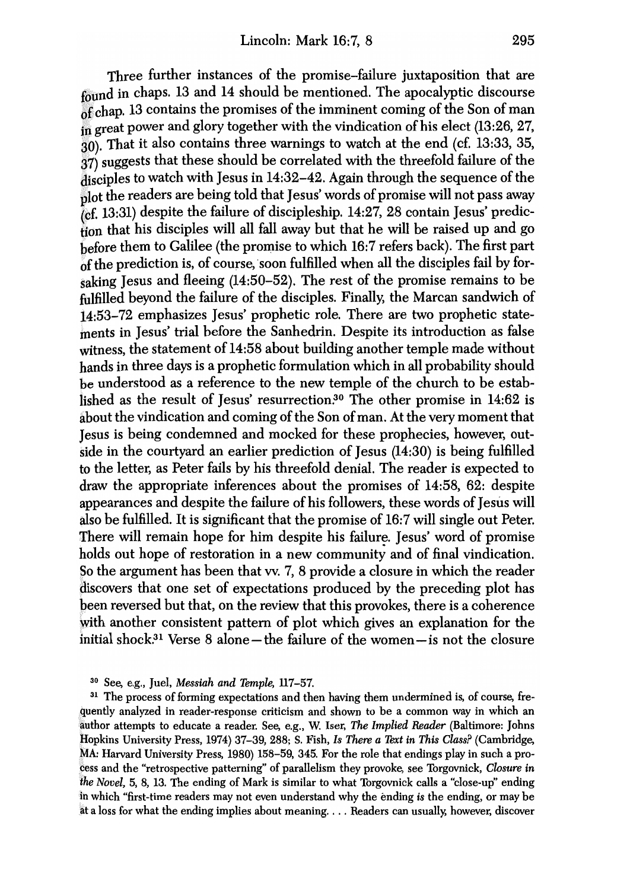Three further instances of the promise–failure juxtaposition that are found in chaps. 13 and 14 should be mentioned. The apocalyptic discourse of chap. 13 contains the promises of the imminent coming of the Son of man in great power and glory together with the vindication of his elect (13:26, 27, 30). That it also contains three warnings to watch at the end (cf. 13:33, 35, 37) suggests that these should be correlated with the threefold failure of the disciples to watch with Jesus in 14:32–42. Again through the sequence of the plot the readers are being told that Jesus' words of promise will not pass away (cf. 13:31) despite the failure of discipleship. 14:27, 28 contain Jesus' prediction that his disciples will all fall away but that he will be raised up and go before them to Galilee (the promise to which 16:7 refers back). The first part of the prediction is, of course, soon fulfilled when all the disciples fail by forsaking Jesus and fleeing (14:50–52). The rest of the promise remains to be fulfilled beyond the failure of the disciples. Finally, the Marcan sandwich of 14:53–72 emphasizes Jesus' prophetic role. There are two prophetic statements in Jesus' trial before the Sanhedrin. Despite its introduction as false witness, the statement of 14:58 about building another temple made without hands in three days is a prophetic formulation which in all probability should be understood as a reference to the new temple of the church to be established as the result of Jesus' resurrection.[30] The other promise in 14:62 is about the vindication and coming of the Son of man. At the very moment that Jesus is being condemned and mocked for these prophecies, however, outside in the courtyard an earlier prediction of Jesus (14:30) is being fulfilled to the letter, as Peter fails by his threefold denial. The reader is expected to draw the appropriate inferences about the promises of 14:58, 62: despite appearances and despite the failure of his followers, these words of Jesus will also be fulfilled. It is significant that the promise of 16:7 will single out Peter. There will remain hope for him despite his failure. Jesus' word of promise holds out hope of restoration in a new community and of final vindication. So the argument has been that vv. 7, 8 provide a closure in which the reader discovers that one set of expectations produced by the preceding plot has been reversed but that, on the review that this provokes, there is a coherence with another consistent pattern of plot which gives an explanation for the initial shock.[31] Verse 8 alone—the failure of the women—is not the closure

[30] See, e.g., Juel, *Messiah and Temple*, 117–57.

[31] The process of forming expectations and then having them undermined is, of course, frequently analyzed in reader-response criticism and shown to be a common way in which an author attempts to educate a reader. See, e.g., W. Iser, *The Implied Reader* (Baltimore: Johns Hopkins University Press, 1974) 37–39, 288; S. Fish, *Is There a Text in This Class?* (Cambridge, MA: Harvard University Press, 1980) 158–59, 345. For the role that endings play in such a process and the "retrospective patterning" of parallelism they provoke, see Torgovnick, *Closure in the Novel*, 5, 8, 13. The ending of Mark is similar to what Torgovnick calls a "close-up" ending in which "first-time readers may not even understand why the ending *is* the ending, or may be at a loss for what the ending implies about meaning. . . . Readers can usually, however, discover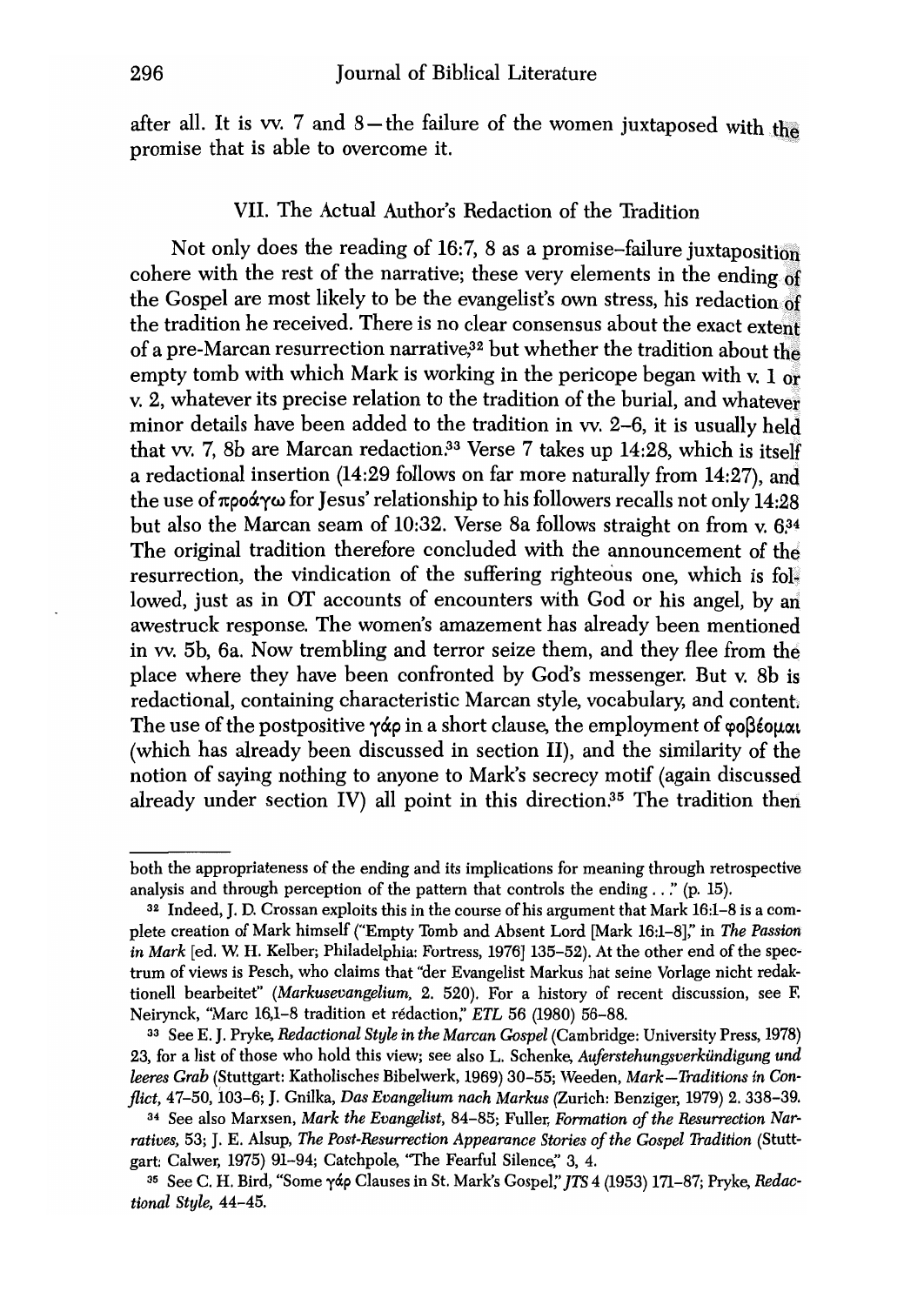after all. It is vv. 7 and 8—the failure of the women juxtaposed with the promise that is able to overcome it.

## VII. The Actual Author's Redaction of the Tradition

Not only does the reading of 16:7, 8 as a promise–failure juxtaposition cohere with the rest of the narrative; these very elements in the ending of the Gospel are most likely to be the evangelist's own stress, his redaction of the tradition he received. There is no clear consensus about the exact extent of a pre-Marcan resurrection narrative,[32] but whether the tradition about the empty tomb with which Mark is working in the pericope began with v. 1 or v. 2, whatever its precise relation to the tradition of the burial, and whatever minor details have been added to the tradition in vv. 2–6, it is usually held that vv. 7, 8b are Marcan redaction.[33] Verse 7 takes up 14:28, which is itself a redactional insertion (14:29 follows on far more naturally from 14:27), and the use of προάγω for Jesus' relationship to his followers recalls not only 14:28 but also the Marcan seam of 10:32. Verse 8a follows straight on from v. 6.[34] The original tradition therefore concluded with the announcement of the resurrection, the vindication of the suffering righteous one, which is followed, just as in OT accounts of encounters with God or his angel, by an awestruck response. The women's amazement has already been mentioned in vv. 5b, 6a. Now trembling and terror seize them, and they flee from the place where they have been confronted by God's messenger. But v. 8b is redactional, containing characteristic Marcan style, vocabulary, and content. The use of the postpositive γάρ in a short clause, the employment of φοβέομαι (which has already been discussed in section II), and the similarity of the notion of saying nothing to anyone to Mark's secrecy motif (again discussed already under section IV) all point in this direction.[35] The tradition then

---

both the appropriateness of the ending and its implications for meaning through retrospective analysis and through perception of the pattern that controls the ending . . ." (p. 15).

[32] Indeed, J. D. Crossan exploits this in the course of his argument that Mark 16:1–8 is a complete creation of Mark himself ("Empty Tomb and Absent Lord [Mark 16:1–8]," in *The Passion in Mark* [ed. W. H. Kelber; Philadelphia: Fortress, 1976] 135–52). At the other end of the spectrum of views is Pesch, who claims that "der Evangelist Markus hat seine Vorlage nicht redaktionell bearbeitet" (*Markusevangelium,* 2. 520). For a history of recent discussion, see F. Neirynck, "Marc 16,1–8 tradition et rédaction," *ETL* 56 (1980) 56–88.

[33] See E. J. Pryke, *Redactional Style in the Marcan Gospel* (Cambridge: University Press, 1978) 23, for a list of those who hold this view; see also L. Schenke, *Auferstehungsverkündigung und leeres Grab* (Stuttgart: Katholisches Bibelwerk, 1969) 30–55; Weeden, *Mark—Traditions in Conflict,* 47–50, 103–6; J. Gnilka, *Das Evangelium nach Markus* (Zurich: Benziger, 1979) 2. 338–39.

[34] See also Marxsen, *Mark the Evangelist,* 84–85; Fuller, *Formation of the Resurrection Narratives,* 53; J. E. Alsup, *The Post-Resurrection Appearance Stories of the Gospel Tradition* (Stuttgart: Calwer, 1975) 91–94; Catchpole, "The Fearful Silence," 3, 4.

[35] See C. H. Bird, "Some γάρ Clauses in St. Mark's Gospel," *JTS* 4 (1953) 171–87; Pryke, *Redactional Style,* 44–45.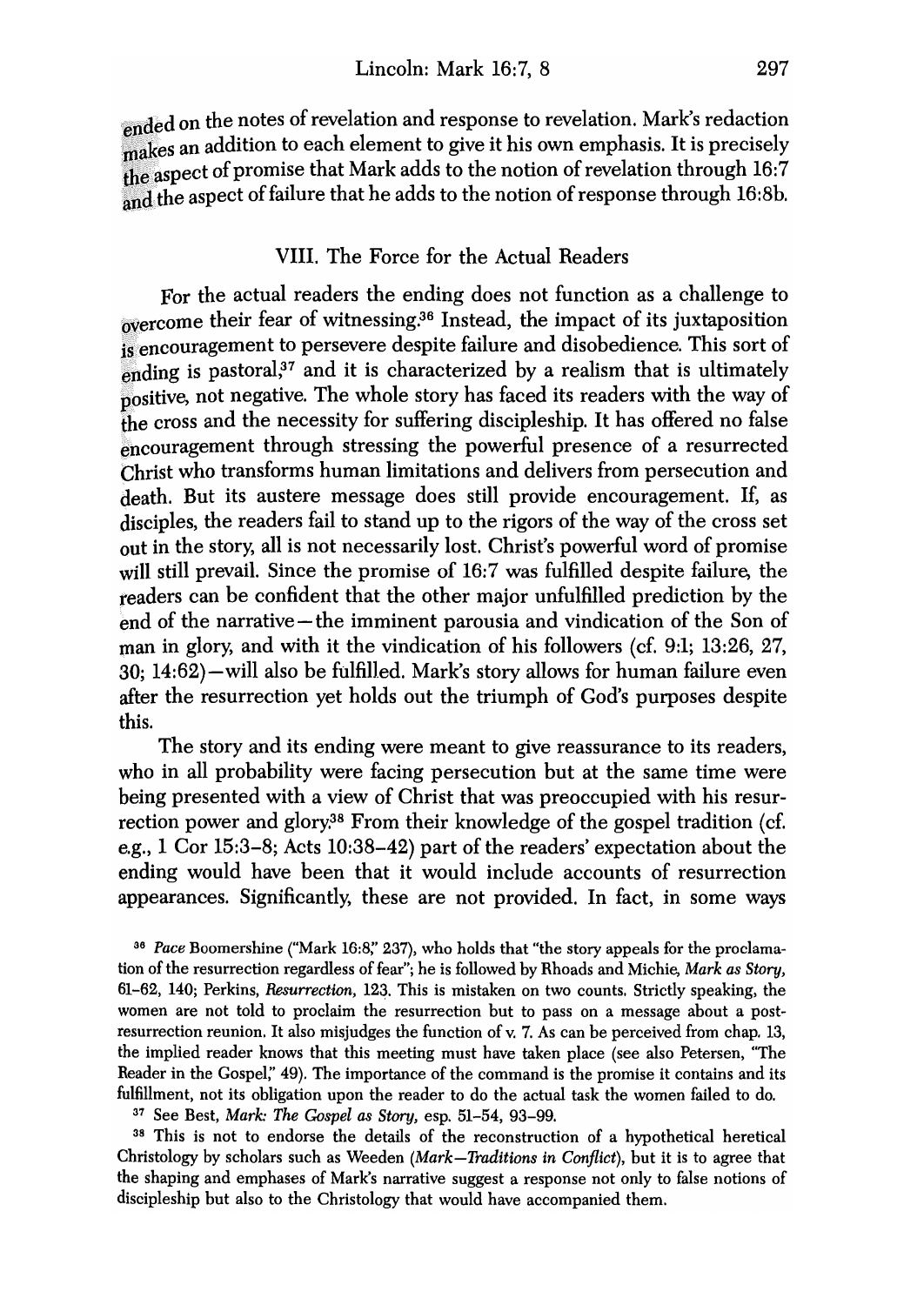ended on the notes of revelation and response to revelation. Mark's redaction makes an addition to each element to give it his own emphasis. It is precisely the aspect of promise that Mark adds to the notion of revelation through 16:7 and the aspect of failure that he adds to the notion of response through 16:8b.

## VIII. The Force for the Actual Readers

For the actual readers the ending does not function as a challenge to overcome their fear of witnessing.[36] Instead, the impact of its juxtaposition is encouragement to persevere despite failure and disobedience. This sort of ending is pastoral,[37] and it is characterized by a realism that is ultimately positive, not negative. The whole story has faced its readers with the way of the cross and the necessity for suffering discipleship. It has offered no false encouragement through stressing the powerful presence of a resurrected Christ who transforms human limitations and delivers from persecution and death. But its austere message does still provide encouragement. If, as disciples, the readers fail to stand up to the rigors of the way of the cross set out in the story, all is not necessarily lost. Christ's powerful word of promise will still prevail. Since the promise of 16:7 was fulfilled despite failure, the readers can be confident that the other major unfulfilled prediction by the end of the narrative—the imminent parousia and vindication of the Son of man in glory, and with it the vindication of his followers (cf. 9:1; 13:26, 27, 30; 14:62)—will also be fulfilled. Mark's story allows for human failure even after the resurrection yet holds out the triumph of God's purposes despite this.

The story and its ending were meant to give reassurance to its readers, who in all probability were facing persecution but at the same time were being presented with a view of Christ that was preoccupied with his resurrection power and glory.[38] From their knowledge of the gospel tradition (cf. e.g., 1 Cor 15:3–8; Acts 10:38–42) part of the readers' expectation about the ending would have been that it would include accounts of resurrection appearances. Significantly, these are not provided. In fact, in some ways

[36] *Pace* Boomershine ("Mark 16:8," 237), who holds that "the story appeals for the proclamation of the resurrection regardless of fear"; he is followed by Rhoads and Michie, *Mark as Story*, 61–62, 140; Perkins, *Resurrection*, 123. This is mistaken on two counts. Strictly speaking, the women are not told to proclaim the resurrection but to pass on a message about a post-resurrection reunion. It also misjudges the function of v. 7. As can be perceived from chap. 13, the implied reader knows that this meeting must have taken place (see also Petersen, "The Reader in the Gospel," 49). The importance of the command is the promise it contains and its fulfillment, not its obligation upon the reader to do the actual task the women failed to do.

[37] See Best, *Mark: The Gospel as Story*, esp. 51–54, 93–99.

[38] This is not to endorse the details of the reconstruction of a hypothetical heretical Christology by scholars such as Weeden (*Mark—Traditions in Conflict*), but it is to agree that the shaping and emphases of Mark's narrative suggest a response not only to false notions of discipleship but also to the Christology that would have accompanied them.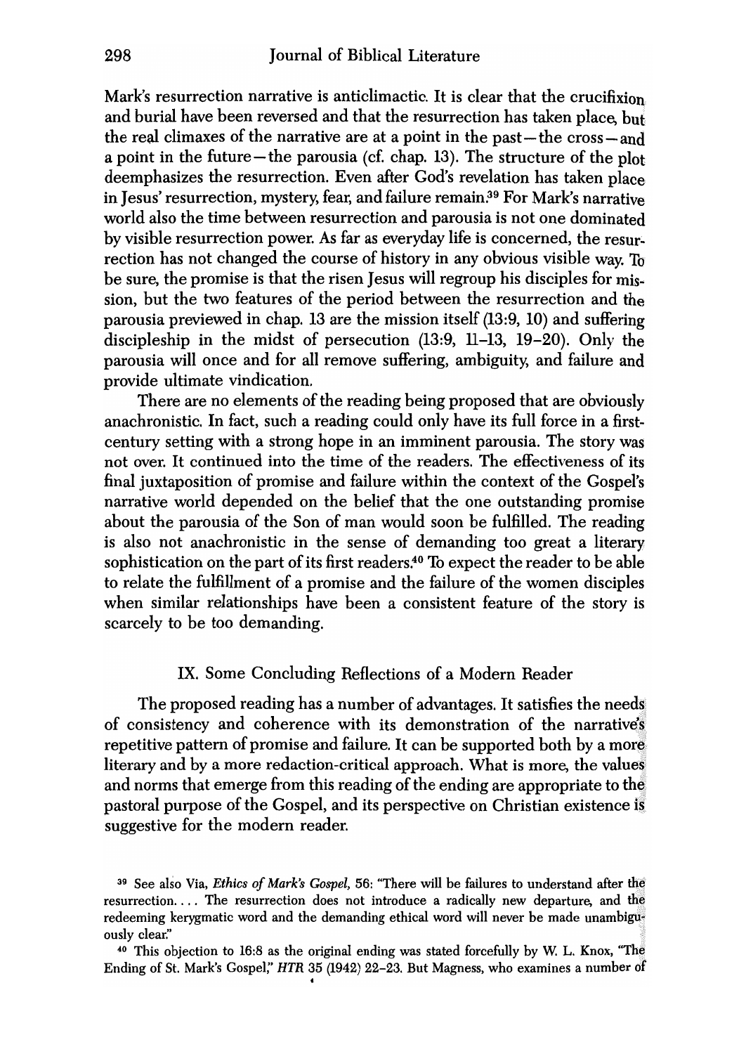Mark's resurrection narrative is anticlimactic. It is clear that the crucifixion and burial have been reversed and that the resurrection has taken place, but the real climaxes of the narrative are at a point in the past—the cross—and a point in the future—the parousia (cf. chap. 13). The structure of the plot deemphasizes the resurrection. Even after God's revelation has taken place in Jesus' resurrection, mystery, fear, and failure remain.[39] For Mark's narrative world also the time between resurrection and parousia is not one dominated by visible resurrection power. As far as everyday life is concerned, the resurrection has not changed the course of history in any obvious visible way. To be sure, the promise is that the risen Jesus will regroup his disciples for mission, but the two features of the period between the resurrection and the parousia previewed in chap. 13 are the mission itself (13:9, 10) and suffering discipleship in the midst of persecution (13:9, 11–13, 19–20). Only the parousia will once and for all remove suffering, ambiguity, and failure and provide ultimate vindication.

There are no elements of the reading being proposed that are obviously anachronistic. In fact, such a reading could only have its full force in a first-century setting with a strong hope in an imminent parousia. The story was not over. It continued into the time of the readers. The effectiveness of its final juxtaposition of promise and failure within the context of the Gospel's narrative world depended on the belief that the one outstanding promise about the parousia of the Son of man would soon be fulfilled. The reading is also not anachronistic in the sense of demanding too great a literary sophistication on the part of its first readers.[40] To expect the reader to be able to relate the fulfillment of a promise and the failure of the women disciples when similar relationships have been a consistent feature of the story is scarcely to be too demanding.

## IX. Some Concluding Reflections of a Modern Reader

The proposed reading has a number of advantages. It satisfies the needs of consistency and coherence with its demonstration of the narrative's repetitive pattern of promise and failure. It can be supported both by a more literary and by a more redaction-critical approach. What is more, the values and norms that emerge from this reading of the ending are appropriate to the pastoral purpose of the Gospel, and its perspective on Christian existence is suggestive for the modern reader.

---

[39] See also Via, *Ethics of Mark's Gospel*, 56: "There will be failures to understand after the resurrection.... The resurrection does not introduce a radically new departure, and the redeeming kerygmatic word and the demanding ethical word will never be made unambiguously clear."

[40] This objection to 16:8 as the original ending was stated forcefully by W. L. Knox, "The Ending of St. Mark's Gospel," *HTR* 35 (1942) 22–23. But Magness, who examines a number of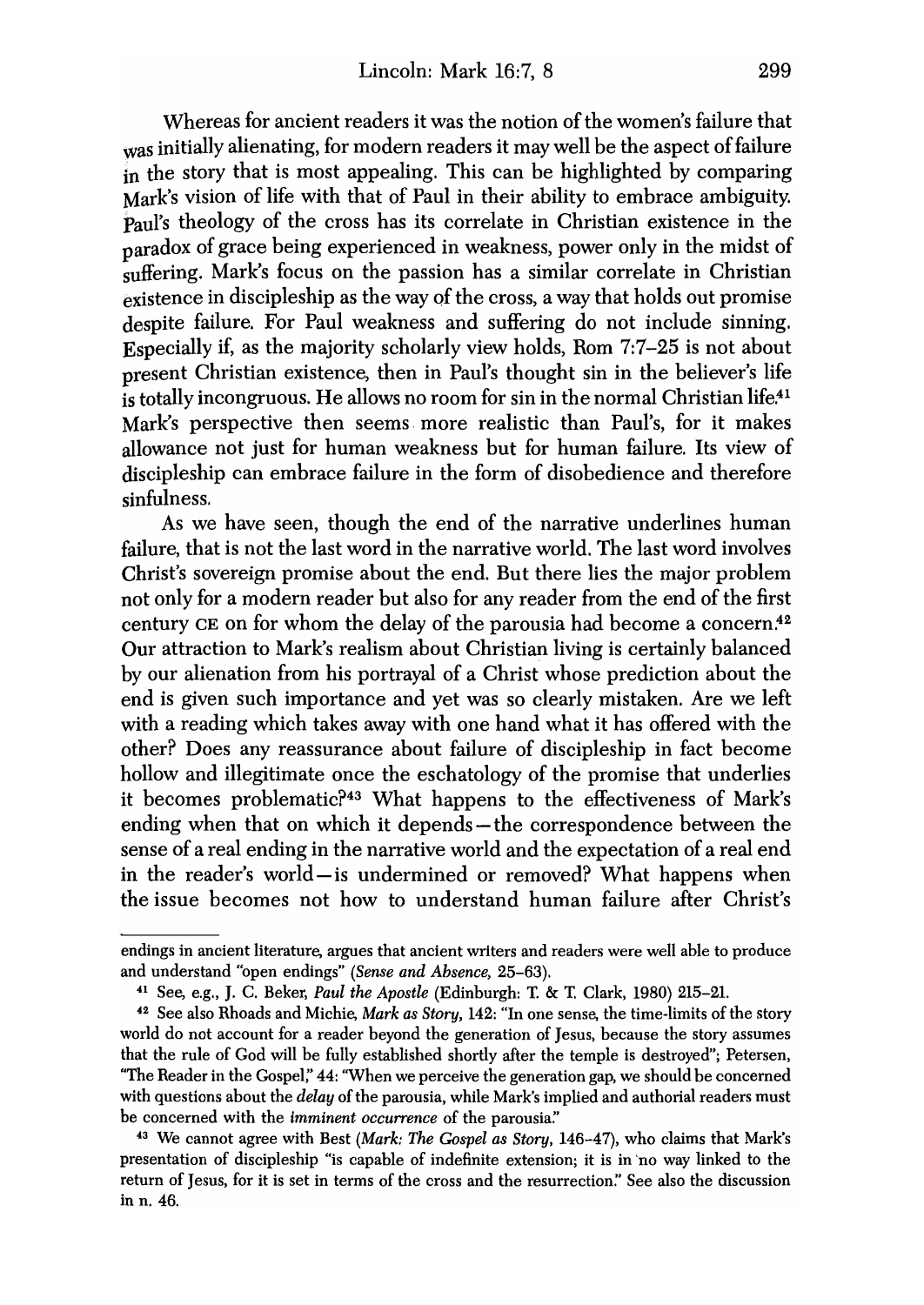Whereas for ancient readers it was the notion of the women's failure that was initially alienating, for modern readers it may well be the aspect of failure in the story that is most appealing. This can be highlighted by comparing Mark's vision of life with that of Paul in their ability to embrace ambiguity. Paul's theology of the cross has its correlate in Christian existence in the paradox of grace being experienced in weakness, power only in the midst of suffering. Mark's focus on the passion has a similar correlate in Christian existence in discipleship as the way of the cross, a way that holds out promise despite failure. For Paul weakness and suffering do not include sinning. Especially if, as the majority scholarly view holds, Rom 7:7–25 is not about present Christian existence, then in Paul's thought sin in the believer's life is totally incongruous. He allows no room for sin in the normal Christian life.[41] Mark's perspective then seems more realistic than Paul's, for it makes allowance not just for human weakness but for human failure. Its view of discipleship can embrace failure in the form of disobedience and therefore sinfulness.

As we have seen, though the end of the narrative underlines human failure, that is not the last word in the narrative world. The last word involves Christ's sovereign promise about the end. But there lies the major problem not only for a modern reader but also for any reader from the end of the first century CE on for whom the delay of the parousia had become a concern.[42] Our attraction to Mark's realism about Christian living is certainly balanced by our alienation from his portrayal of a Christ whose prediction about the end is given such importance and yet was so clearly mistaken. Are we left with a reading which takes away with one hand what it has offered with the other? Does any reassurance about failure of discipleship in fact become hollow and illegitimate once the eschatology of the promise that underlies it becomes problematic?[43] What happens to the effectiveness of Mark's ending when that on which it depends—the correspondence between the sense of a real ending in the narrative world and the expectation of a real end in the reader's world—is undermined or removed? What happens when the issue becomes not how to understand human failure after Christ's

---

endings in ancient literature, argues that ancient writers and readers were well able to produce and understand "open endings" (*Sense and Absence,* 25–63).

[41] See, e.g., J. C. Beker, *Paul the Apostle* (Edinburgh: T. & T. Clark, 1980) 215–21.

[42] See also Rhoads and Michie, *Mark as Story,* 142: "In one sense, the time-limits of the story world do not account for a reader beyond the generation of Jesus, because the story assumes that the rule of God will be fully established shortly after the temple is destroyed"; Petersen, "The Reader in the Gospel," 44: "When we perceive the generation gap, we should be concerned with questions about the *delay* of the parousia, while Mark's implied and authorial readers must be concerned with the *imminent occurrence* of the parousia."

[43] We cannot agree with Best (*Mark: The Gospel as Story,* 146–47), who claims that Mark's presentation of discipleship "is capable of indefinite extension; it is in no way linked to the return of Jesus, for it is set in terms of the cross and the resurrection." See also the discussion in n. 46.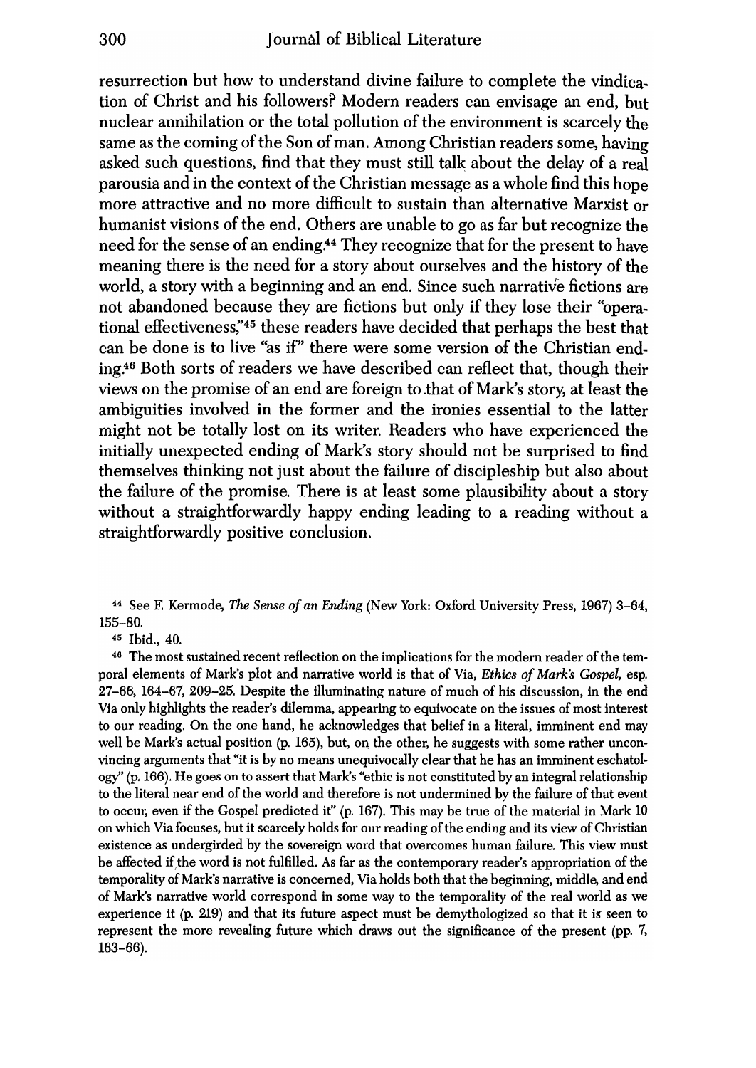resurrection but how to understand divine failure to complete the vindication of Christ and his followers? Modern readers can envisage an end, but nuclear annihilation or the total pollution of the environment is scarcely the same as the coming of the Son of man. Among Christian readers some, having asked such questions, find that they must still talk about the delay of a real parousia and in the context of the Christian message as a whole find this hope more attractive and no more difficult to sustain than alternative Marxist or humanist visions of the end. Others are unable to go as far but recognize the need for the sense of an ending.[44] They recognize that for the present to have meaning there is the need for a story about ourselves and the history of the world, a story with a beginning and an end. Since such narrative fictions are not abandoned because they are fictions but only if they lose their "operational effectiveness,"[45] these readers have decided that perhaps the best that can be done is to live "as if" there were some version of the Christian ending.[46] Both sorts of readers we have described can reflect that, though their views on the promise of an end are foreign to that of Mark's story, at least the ambiguities involved in the former and the ironies essential to the latter might not be totally lost on its writer. Readers who have experienced the initially unexpected ending of Mark's story should not be surprised to find themselves thinking not just about the failure of discipleship but also about the failure of the promise. There is at least some plausibility about a story without a straightforwardly happy ending leading to a reading without a straightforwardly positive conclusion.

[44] See F. Kermode, *The Sense of an Ending* (New York: Oxford University Press, 1967) 3–64, 155–80.

[45] Ibid., 40.

[46] The most sustained recent reflection on the implications for the modern reader of the temporal elements of Mark's plot and narrative world is that of Via, *Ethics of Mark's Gospel*, esp. 27–66, 164–67, 209–25. Despite the illuminating nature of much of his discussion, in the end Via only highlights the reader's dilemma, appearing to equivocate on the issues of most interest to our reading. On the one hand, he acknowledges that belief in a literal, imminent end may well be Mark's actual position (p. 165), but, on the other, he suggests with some rather unconvincing arguments that "it is by no means unequivocally clear that he has an imminent eschatology" (p. 166). He goes on to assert that Mark's "ethic is not constituted by an integral relationship to the literal near end of the world and therefore is not undermined by the failure of that event to occur, even if the Gospel predicted it" (p. 167). This may be true of the material in Mark 10 on which Via focuses, but it scarcely holds for our reading of the ending and its view of Christian existence as undergirded by the sovereign word that overcomes human failure. This view must be affected if the word is not fulfilled. As far as the contemporary reader's appropriation of the temporality of Mark's narrative is concerned, Via holds both that the beginning, middle, and end of Mark's narrative world correspond in some way to the temporality of the real world as we experience it (p. 219) and that its future aspect must be demythologized so that it is seen to represent the more revealing future which draws out the significance of the present (pp. 7, 163–66).